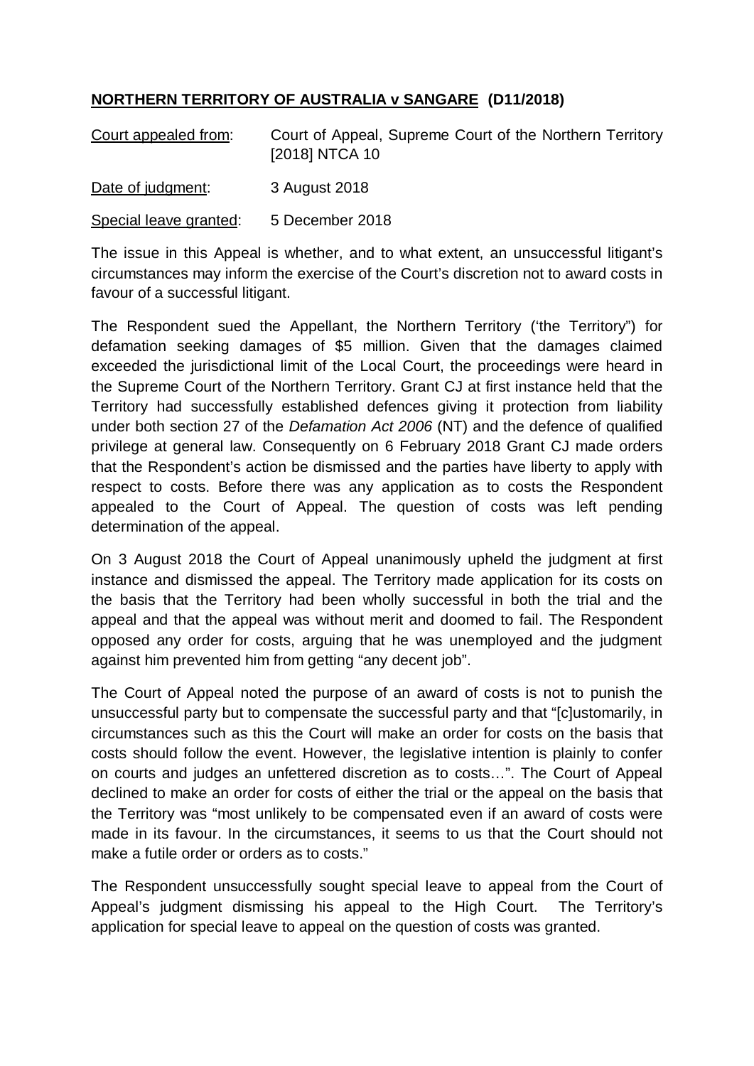**NORTHERN TERRITORY OF AUSTRALIA v SANGARE (D11/2018)**

| Court appealed from: | Court of Appeal, Supreme Court of the Northern Territory [2018] NTCA 10 |
| --- | --- |
| Date of judgment: | 3 August 2018 |
| Special leave granted: | 5 December 2018 |

The issue in this Appeal is whether, and to what extent, an unsuccessful litigant's circumstances may inform the exercise of the Court's discretion not to award costs in favour of a successful litigant.

The Respondent sued the Appellant, the Northern Territory ('the Territory") for defamation seeking damages of $5 million. Given that the damages claimed exceeded the jurisdictional limit of the Local Court, the proceedings were heard in the Supreme Court of the Northern Territory. Grant CJ at first instance held that the Territory had successfully established defences giving it protection from liability under both section 27 of the *Defamation Act 2006* (NT) and the defence of qualified privilege at general law. Consequently on 6 February 2018 Grant CJ made orders that the Respondent's action be dismissed and the parties have liberty to apply with respect to costs. Before there was any application as to costs the Respondent appealed to the Court of Appeal. The question of costs was left pending determination of the appeal.

On 3 August 2018 the Court of Appeal unanimously upheld the judgment at first instance and dismissed the appeal. The Territory made application for its costs on the basis that the Territory had been wholly successful in both the trial and the appeal and that the appeal was without merit and doomed to fail. The Respondent opposed any order for costs, arguing that he was unemployed and the judgment against him prevented him from getting "any decent job".

The Court of Appeal noted the purpose of an award of costs is not to punish the unsuccessful party but to compensate the successful party and that "[c]ustomarily, in circumstances such as this the Court will make an order for costs on the basis that costs should follow the event. However, the legislative intention is plainly to confer on courts and judges an unfettered discretion as to costs…". The Court of Appeal declined to make an order for costs of either the trial or the appeal on the basis that the Territory was "most unlikely to be compensated even if an award of costs were made in its favour. In the circumstances, it seems to us that the Court should not make a futile order or orders as to costs."

The Respondent unsuccessfully sought special leave to appeal from the Court of Appeal's judgment dismissing his appeal to the High Court. The Territory's application for special leave to appeal on the question of costs was granted.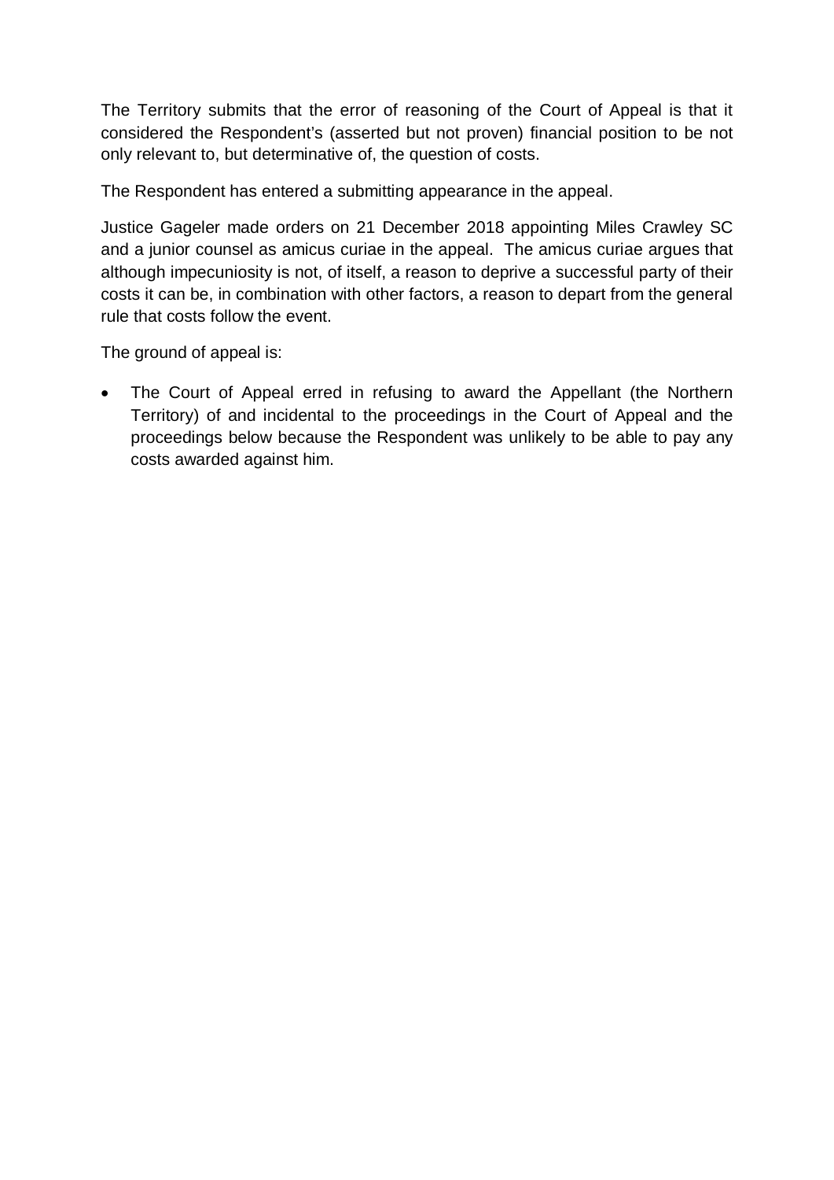The Territory submits that the error of reasoning of the Court of Appeal is that it considered the Respondent's (asserted but not proven) financial position to be not only relevant to, but determinative of, the question of costs.

The Respondent has entered a submitting appearance in the appeal.

Justice Gageler made orders on 21 December 2018 appointing Miles Crawley SC and a junior counsel as amicus curiae in the appeal. The amicus curiae argues that although impecuniosity is not, of itself, a reason to deprive a successful party of their costs it can be, in combination with other factors, a reason to depart from the general rule that costs follow the event.

The ground of appeal is:

- The Court of Appeal erred in refusing to award the Appellant (the Northern Territory) of and incidental to the proceedings in the Court of Appeal and the proceedings below because the Respondent was unlikely to be able to pay any costs awarded against him.